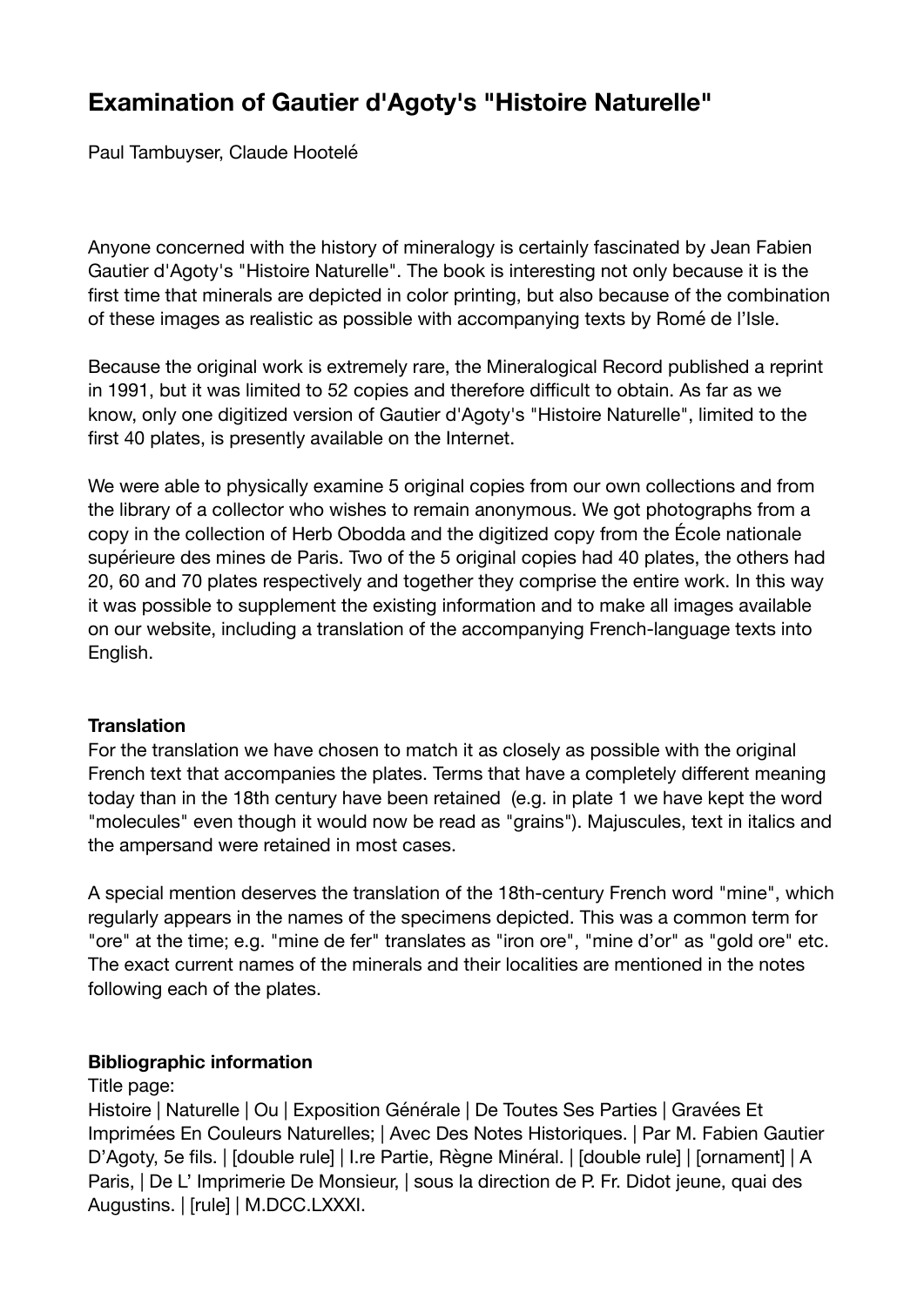# Examination of Gautier d'Agoty's "Histoire Naturelle"

Paul Tambuyser, Claude Hootelé

Anyone concerned with the history of mineralogy is certainly fascinated by Jean Fabien Gautier d'Agoty's "Histoire Naturelle". The book is interesting not only because it is the first time that minerals are depicted in color printing, but also because of the combination of these images as realistic as possible with accompanying texts by Romé de l'Isle.

Because the original work is extremely rare, the Mineralogical Record published a reprint in 1991, but it was limited to 52 copies and therefore difficult to obtain. As far as we know, only one digitized version of Gautier d'Agoty's "Histoire Naturelle", limited to the first 40 plates, is presently available on the Internet.

We were able to physically examine 5 original copies from our own collections and from the library of a collector who wishes to remain anonymous. We got photographs from a copy in the collection of Herb Obodda and the digitized copy from the École nationale supérieure des mines de Paris. Two of the 5 original copies had 40 plates, the others had 20, 60 and 70 plates respectively and together they comprise the entire work. In this way it was possible to supplement the existing information and to make all images available on our website, including a translation of the accompanying French-language texts into English.

**Translation**

For the translation we have chosen to match it as closely as possible with the original French text that accompanies the plates. Terms that have a completely different meaning today than in the 18th century have been retained (e.g. in plate 1 we have kept the word "molecules" even though it would now be read as "grains"). Majuscules, text in italics and the ampersand were retained in most cases.

A special mention deserves the translation of the 18th-century French word "mine", which regularly appears in the names of the specimens depicted. This was a common term for "ore" at the time; e.g. "mine de fer" translates as "iron ore", "mine d'or" as "gold ore" etc. The exact current names of the minerals and their localities are mentioned in the notes following each of the plates.

**Bibliographic information**

Title page:

Histoire | Naturelle | Ou | Exposition Générale | De Toutes Ses Parties | Gravées Et Imprimées En Couleurs Naturelles; | Avec Des Notes Historiques. | Par M. Fabien Gautier D'Agoty, 5e fils. | [double rule] | I.re Partie, Règne Minéral. | [double rule] | [ornament] | A Paris, | De L' Imprimerie De Monsieur, | sous la direction de P. Fr. Didot jeune, quai des Augustins. | [rule] | M.DCC.LXXXI.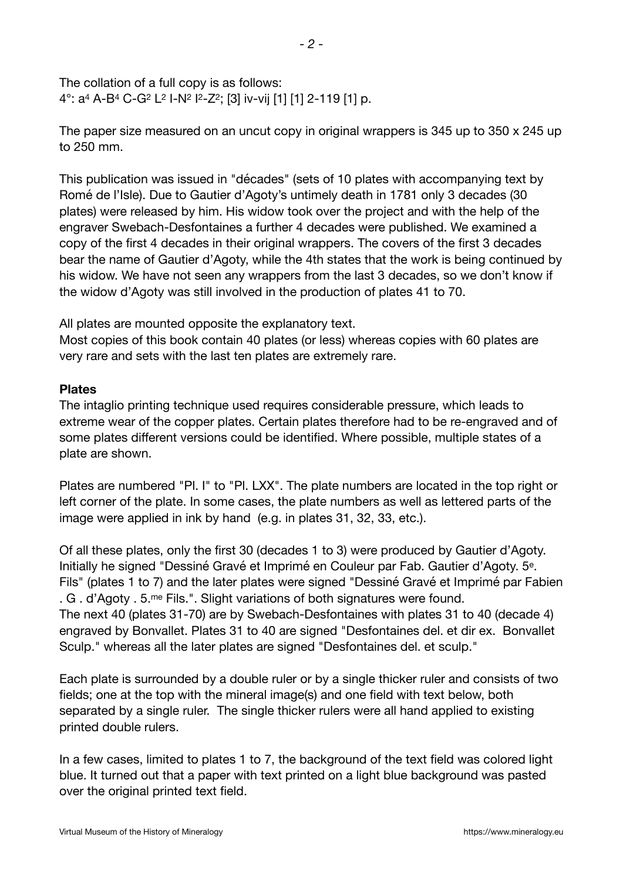The collation of a full copy is as follows:
4°: a[4] A-B[4] C-G[2] L[2] I-N[2] I[2]-Z[2]; [3] iv-vij [1] [1] 2-119 [1] p.

The paper size measured on an uncut copy in original wrappers is 345 up to 350 x 245 up to 250 mm.

This publication was issued in "décades" (sets of 10 plates with accompanying text by Romé de l'Isle). Due to Gautier d'Agoty's untimely death in 1781 only 3 decades (30 plates) were released by him. His widow took over the project and with the help of the engraver Swebach-Desfontaines a further 4 decades were published. We examined a copy of the first 4 decades in their original wrappers. The covers of the first 3 decades bear the name of Gautier d'Agoty, while the 4th states that the work is being continued by his widow. We have not seen any wrappers from the last 3 decades, so we don't know if the widow d'Agoty was still involved in the production of plates 41 to 70.

All plates are mounted opposite the explanatory text.
Most copies of this book contain 40 plates (or less) whereas copies with 60 plates are very rare and sets with the last ten plates are extremely rare.

**Plates**

The intaglio printing technique used requires considerable pressure, which leads to extreme wear of the copper plates. Certain plates therefore had to be re-engraved and of some plates different versions could be identified. Where possible, multiple states of a plate are shown.

Plates are numbered "Pl. I" to "Pl. LXX". The plate numbers are located in the top right or left corner of the plate. In some cases, the plate numbers as well as lettered parts of the image were applied in ink by hand (e.g. in plates 31, 32, 33, etc.).

Of all these plates, only the first 30 (decades 1 to 3) were produced by Gautier d'Agoty. Initially he signed "Dessiné Gravé et Imprimé en Couleur par Fab. Gautier d'Agoty. 5[e]. Fils" (plates 1 to 7) and the later plates were signed "Dessiné Gravé et Imprimé par Fabien . G . d'Agoty . 5.[me] Fils.". Slight variations of both signatures were found.
The next 40 (plates 31-70) are by Swebach-Desfontaines with plates 31 to 40 (decade 4) engraved by Bonvallet. Plates 31 to 40 are signed "Desfontaines del. et dir ex. Bonvallet Sculp." whereas all the later plates are signed "Desfontaines del. et sculp."

Each plate is surrounded by a double ruler or by a single thicker ruler and consists of two fields; one at the top with the mineral image(s) and one field with text below, both separated by a single ruler. The single thicker rulers were all hand applied to existing printed double rulers.

In a few cases, limited to plates 1 to 7, the background of the text field was colored light blue. It turned out that a paper with text printed on a light blue background was pasted over the original printed text field.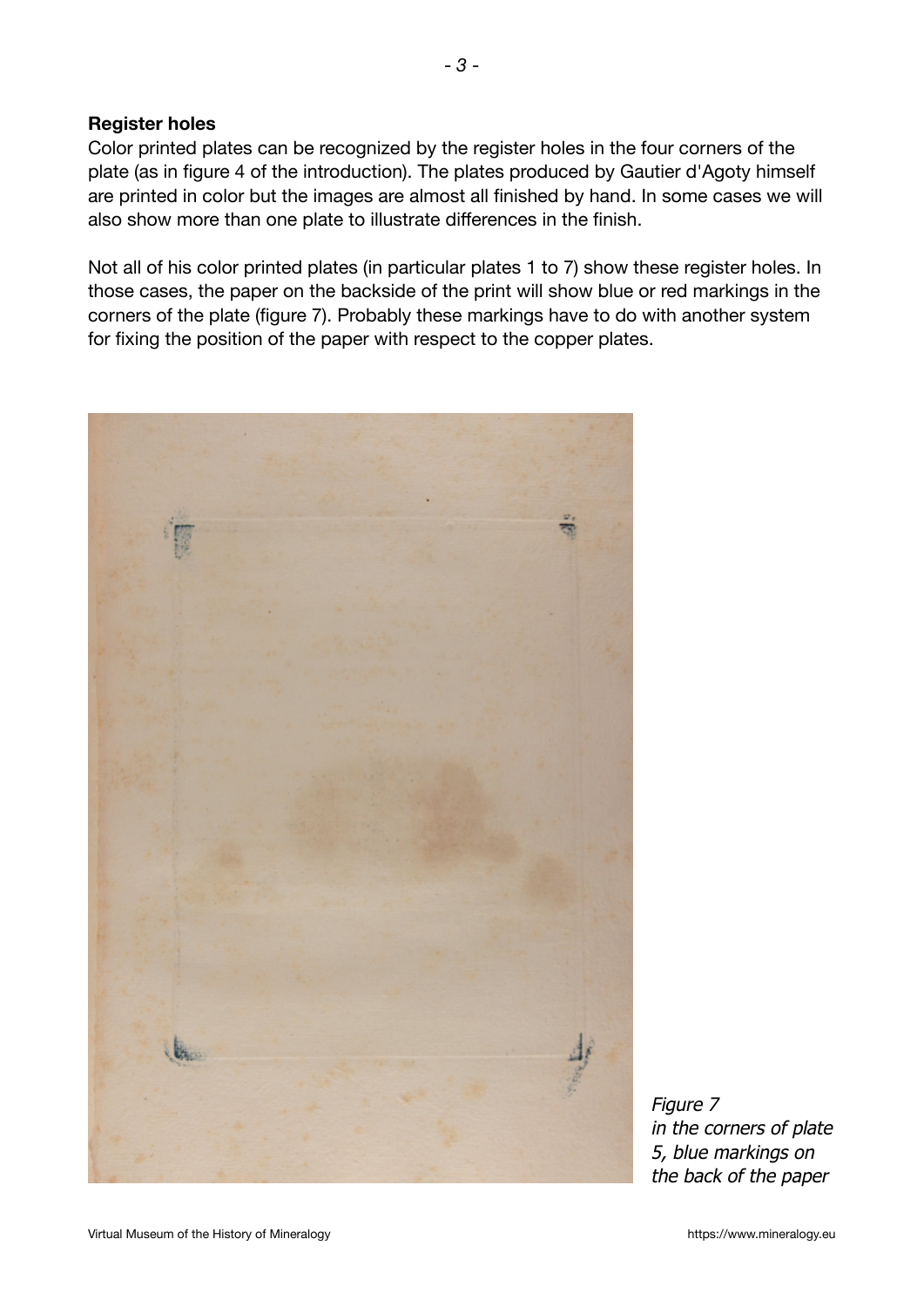### Register holes

Color printed plates can be recognized by the register holes in the four corners of the plate (as in figure 4 of the introduction). The plates produced by Gautier d'Agoty himself are printed in color but the images are almost all finished by hand. In some cases we will also show more than one plate to illustrate differences in the finish.

Not all of his color printed plates (in particular plates 1 to 7) show these register holes. In those cases, the paper on the backside of the print will show blue or red markings in the corners of the plate (figure 7). Probably these markings have to do with another system for fixing the position of the paper with respect to the copper plates.

*Figure 7*
*in the corners of plate 5, blue markings on the back of the paper*